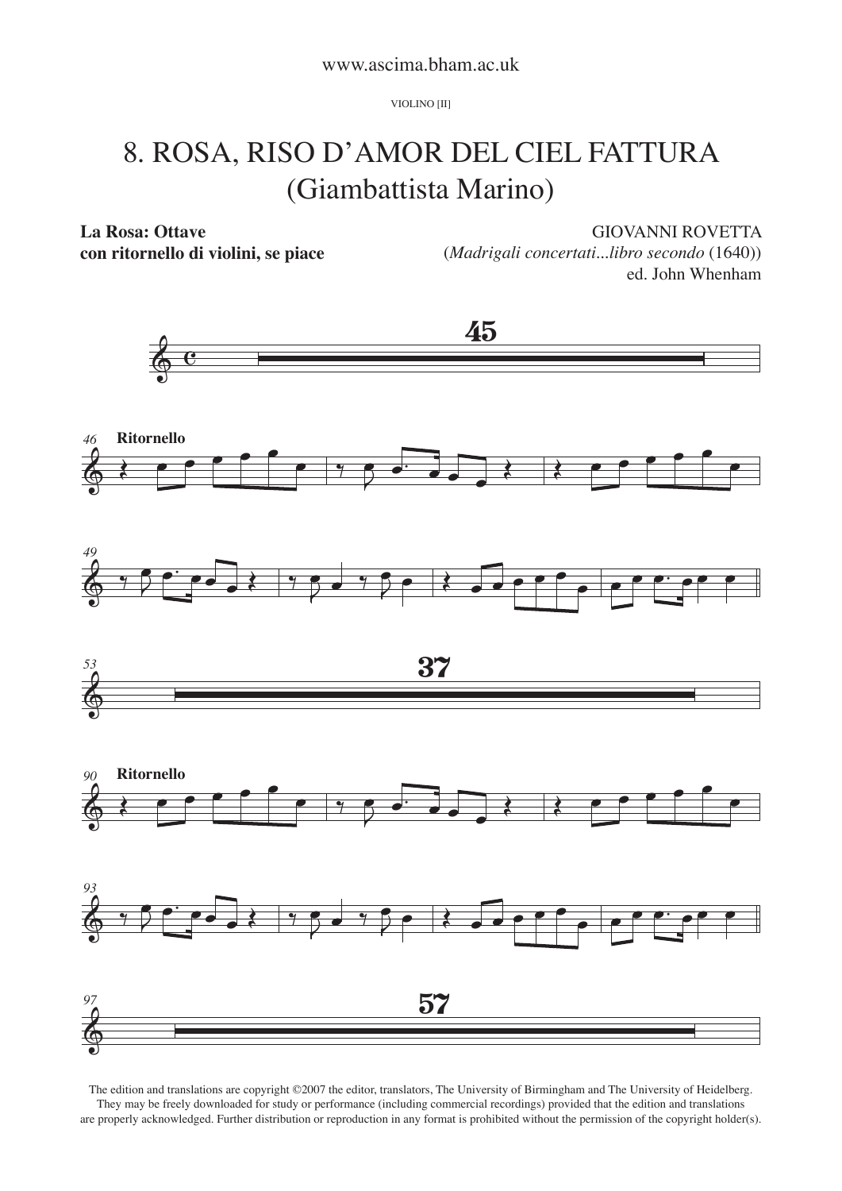www.ascima.bham.ac.uk

VIOLINO [II]

# 8. ROSA, RISO D'AMOR DEL CIEL FATTURA (Giambattista Marino)

**La Rosa: Ottave**
**con ritornello di violini, se piace**

GIOVANNI ROVETTA
(*Madrigali concertati...libro secondo* (1640))
ed. John Whenham

45

46 **Ritornello**

49

53 37

90 **Ritornello**

93

97 57

The edition and translations are copyright ©2007 the editor, translators, The University of Birmingham and The University of Heidelberg. They may be freely downloaded for study or performance (including commercial recordings) provided that the edition and translations are properly acknowledged. Further distribution or reproduction in any format is prohibited without the permission of the copyright holder(s).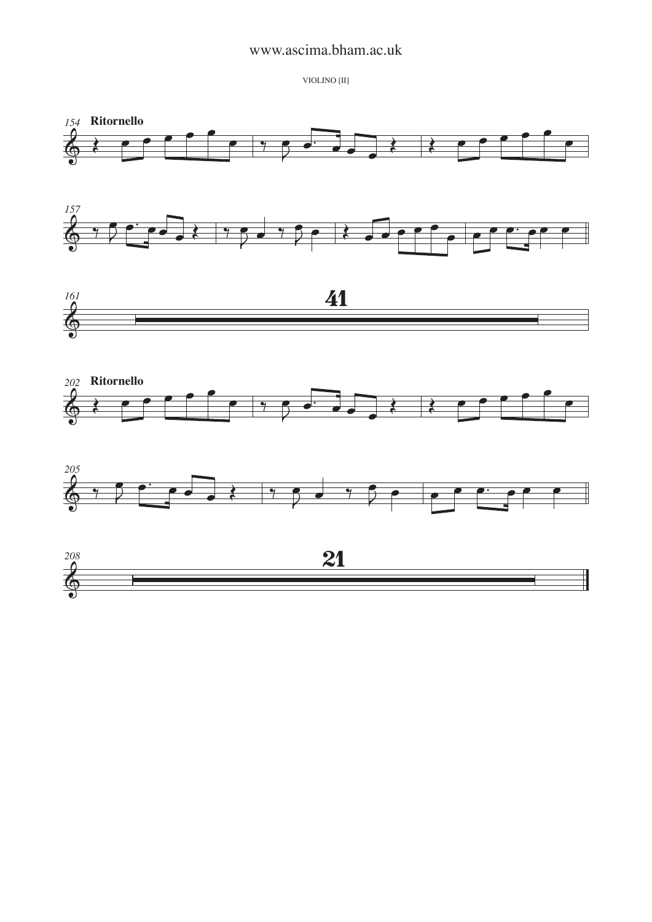VIOLINO [II]

154 **Ritornello**

157

161

41

202 **Ritornello**

205

208

21